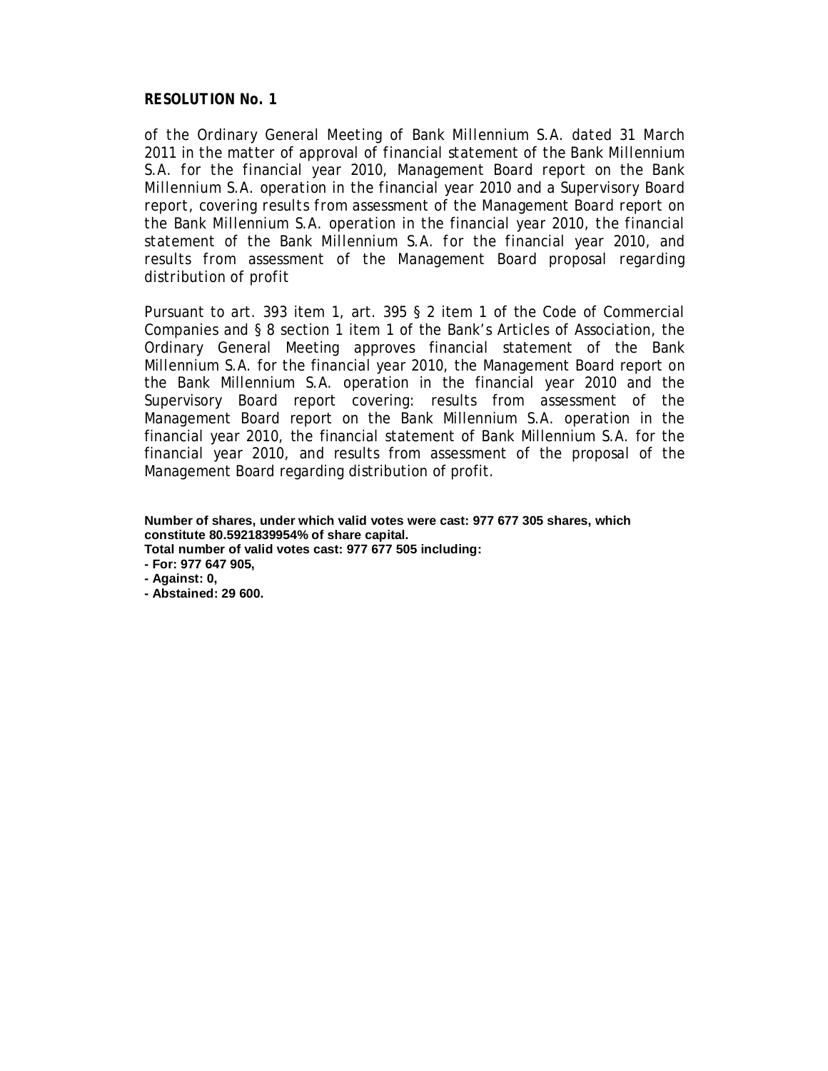**RESOLUTION No. 1**

*of the Ordinary General Meeting of Bank Millennium S.A. dated 31 March 2011 in the matter of approval of financial statement of the Bank Millennium S.A. for the financial year 2010, Management Board report on the Bank Millennium S.A. operation in the financial year 2010 and a Supervisory Board report, covering results from assessment of the Management Board report on the Bank Millennium S.A. operation in the financial year 2010, the financial statement of the Bank Millennium S.A. for the financial year 2010, and results from assessment of the Management Board proposal regarding distribution of profit*

*Pursuant to art. 393 item 1, art. 395 § 2 item 1 of the Code of Commercial Companies and § 8 section 1 item 1 of the Bank's Articles of Association, the Ordinary General Meeting approves financial statement of the Bank Millennium S.A. for the financial year 2010, the Management Board report on the Bank Millennium S.A. operation in the financial year 2010 and the Supervisory Board report covering: results from assessment of the Management Board report on the Bank Millennium S.A. operation in the financial year 2010, the financial statement of Bank Millennium S.A. for the financial year 2010, and results from assessment of the proposal of the Management Board regarding distribution of profit.*

**Number of shares, under which valid votes were cast: 977 677 305 shares, which constitute 80.5921839954% of share capital.**
**Total number of valid votes cast: 977 677 505 including:**
**- For: 977 647 905,**
**- Against: 0,**
**- Abstained: 29 600.**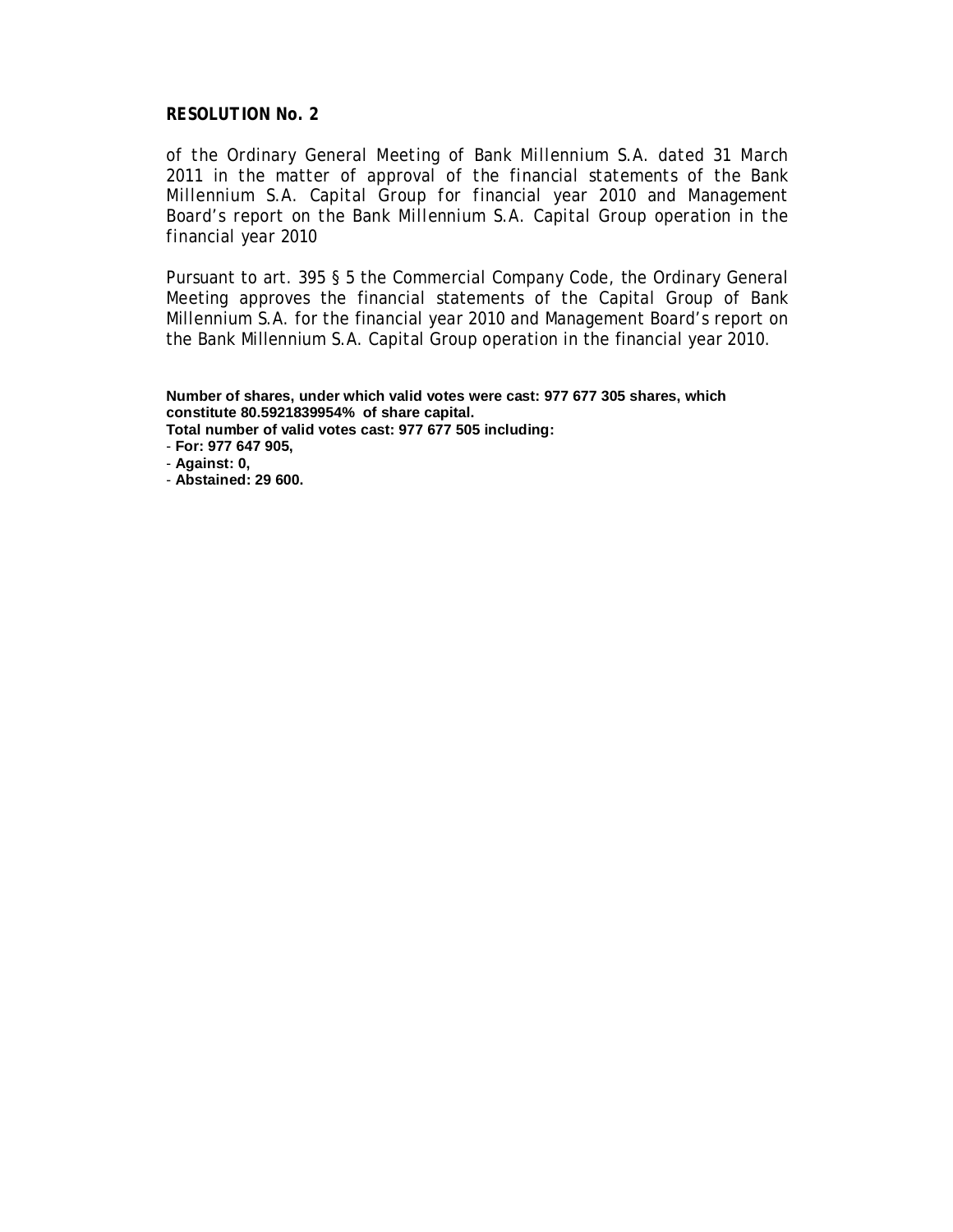**RESOLUTION No. 2**

of the Ordinary General Meeting of Bank Millennium S.A. dated 31 March 2011 in the matter of approval of the financial statements of the Bank Millennium S.A. Capital Group for financial year 2010 and Management Board's report on the Bank Millennium S.A. Capital Group operation in the financial year 2010

Pursuant to art. 395 § 5 the Commercial Company Code, the Ordinary General Meeting approves the financial statements of the Capital Group of Bank Millennium S.A. for the financial year 2010 and Management Board's report on the Bank Millennium S.A. Capital Group operation in the financial year 2010.

**Number of shares, under which valid votes were cast: 977 677 305 shares, which constitute 80.5921839954% of share capital.**
**Total number of valid votes cast: 977 677 505 including:**
- **For: 977 647 905,**
- **Against: 0,**
- **Abstained: 29 600.**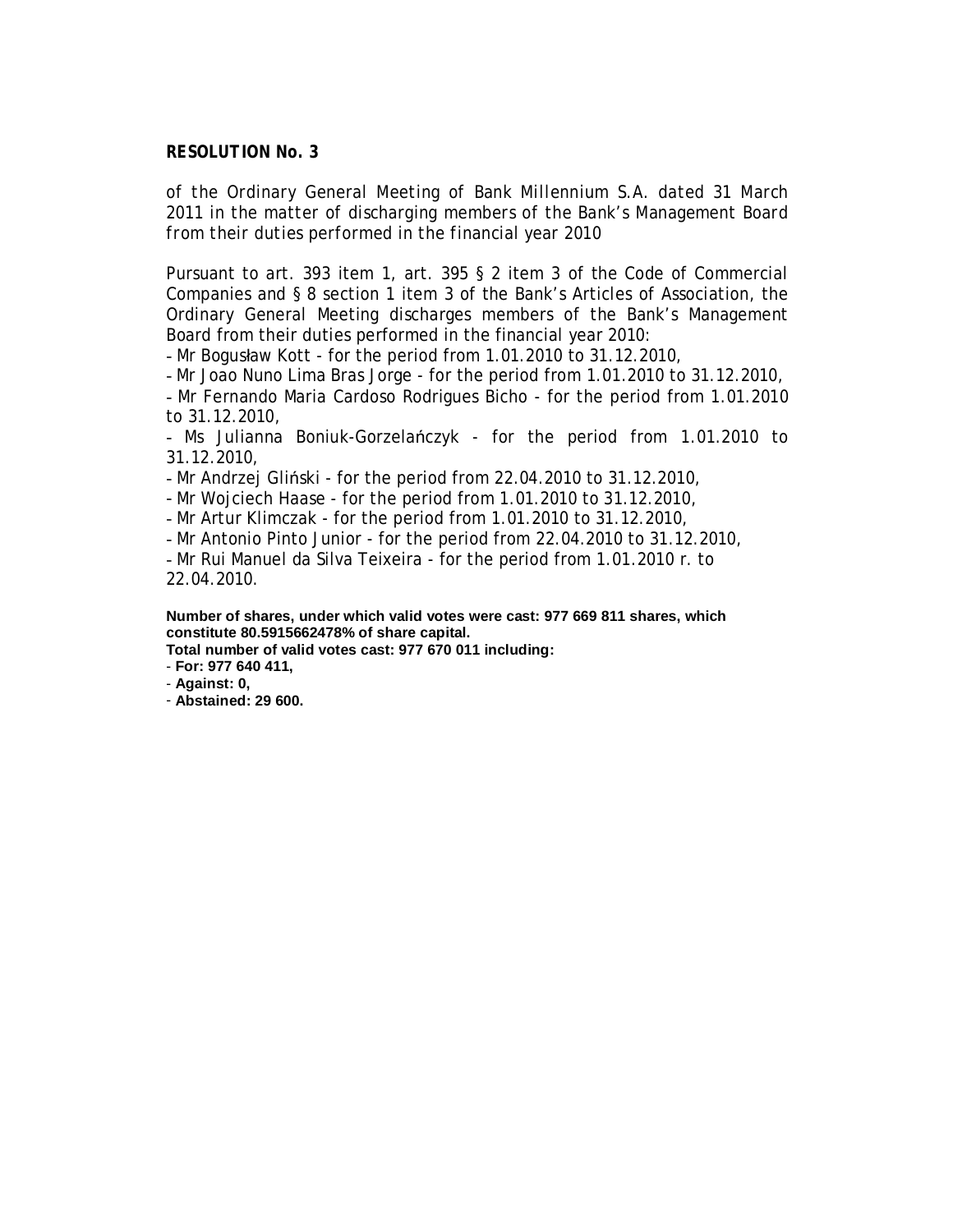**RESOLUTION No. 3**

of the Ordinary General Meeting of Bank Millennium S.A. dated 31 March 2011 in the matter of discharging members of the Bank's Management Board from their duties performed in the financial year 2010

Pursuant to art. 393 item 1, art. 395 § 2 item 3 of the Code of Commercial Companies and § 8 section 1 item 3 of the Bank's Articles of Association, the Ordinary General Meeting discharges members of the Bank's Management Board from their duties performed in the financial year 2010:

- Mr Bogusław Kott - for the period from 1.01.2010 to 31.12.2010,
- Mr Joao Nuno Lima Bras Jorge - for the period from 1.01.2010 to 31.12.2010,
- Mr Fernando Maria Cardoso Rodrigues Bicho - for the period from 1.01.2010 to 31.12.2010,
- Ms Julianna Boniuk-Gorzelańczyk - for the period from 1.01.2010 to 31.12.2010,
- Mr Andrzej Gliński - for the period from 22.04.2010 to 31.12.2010,
- Mr Wojciech Haase - for the period from 1.01.2010 to 31.12.2010,
- Mr Artur Klimczak - for the period from 1.01.2010 to 31.12.2010,
- Mr Antonio Pinto Junior - for the period from 22.04.2010 to 31.12.2010,
- Mr Rui Manuel da Silva Teixeira - for the period from 1.01.2010 r. to 22.04.2010.

**Number of shares, under which valid votes were cast: 977 669 811 shares, which constitute 80.5915662478% of share capital.**

**Total number of valid votes cast: 977 670 011 including:**

- **For: 977 640 411,**
- **Against: 0,**
- **Abstained: 29 600.**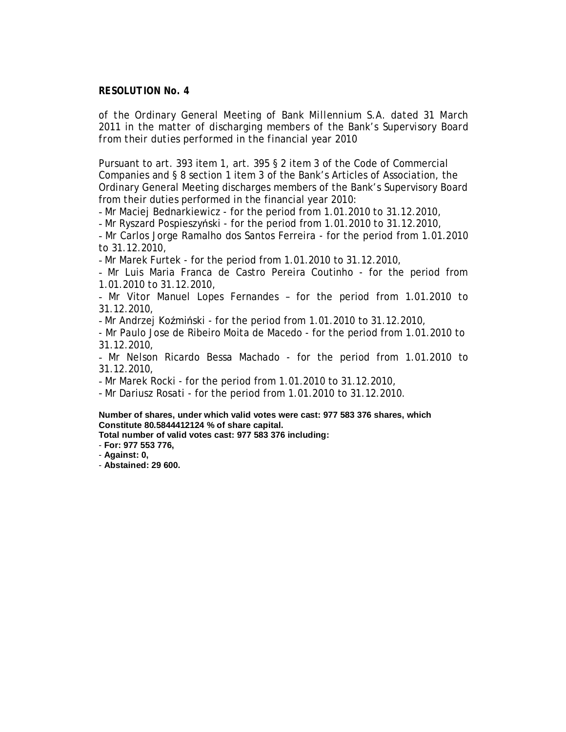**RESOLUTION No. 4**

of the Ordinary General Meeting of Bank Millennium S.A. dated 31 March 2011 in the matter of discharging members of the Bank's Supervisory Board from their duties performed in the financial year 2010

Pursuant to art. 393 item 1, art. 395 § 2 item 3 of the Code of Commercial Companies and § 8 section 1 item 3 of the Bank's Articles of Association, the Ordinary General Meeting discharges members of the Bank's Supervisory Board from their duties performed in the financial year 2010:

- Mr Maciej Bednarkiewicz - for the period from 1.01.2010 to 31.12.2010,
- Mr Ryszard Pospieszyński - for the period from 1.01.2010 to 31.12.2010,
- Mr Carlos Jorge Ramalho dos Santos Ferreira - for the period from 1.01.2010 to 31.12.2010,
- Mr Marek Furtek - for the period from 1.01.2010 to 31.12.2010,
- Mr Luis Maria Franca de Castro Pereira Coutinho - for the period from 1.01.2010 to 31.12.2010,
- Mr Vitor Manuel Lopes Fernandes – for the period from 1.01.2010 to 31.12.2010,
- Mr Andrzej Koźmiński - for the period from 1.01.2010 to 31.12.2010,
- Mr Paulo Jose de Ribeiro Moita de Macedo - for the period from 1.01.2010 to 31.12.2010,
- Mr Nelson Ricardo Bessa Machado - for the period from 1.01.2010 to 31.12.2010,
- Mr Marek Rocki - for the period from 1.01.2010 to 31.12.2010,
- Mr Dariusz Rosati - for the period from 1.01.2010 to 31.12.2010.

**Number of shares, under which valid votes were cast: 977 583 376 shares, which Constitute 80.5844412124 % of share capital.**
**Total number of valid votes cast: 977 583 376 including:**

- **For: 977 553 776,**
- **Against: 0,**
- **Abstained: 29 600.**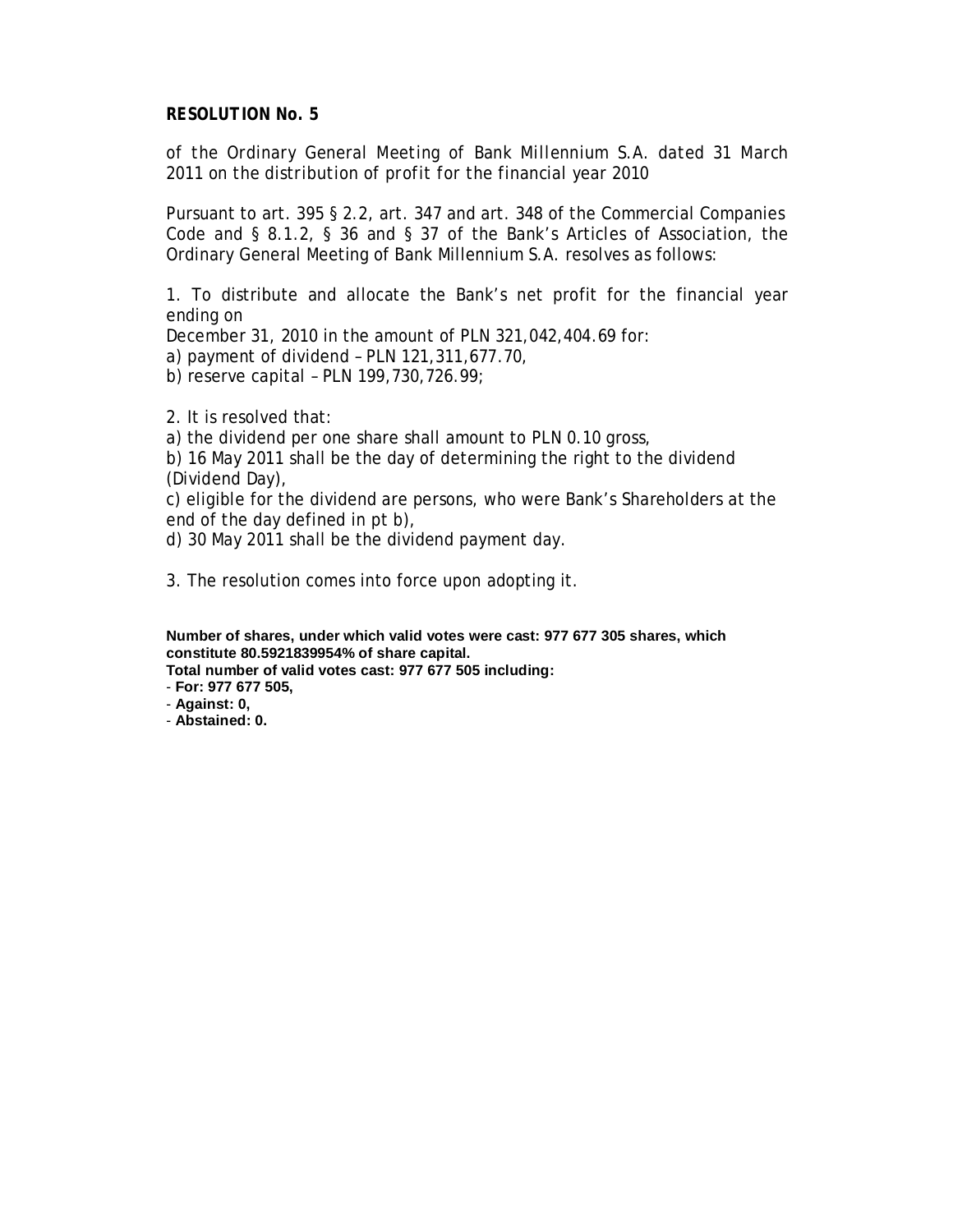**RESOLUTION No. 5**

of the Ordinary General Meeting of Bank Millennium S.A. dated 31 March 2011 on the distribution of profit for the financial year 2010

Pursuant to art. 395 § 2.2, art. 347 and art. 348 of the Commercial Companies Code and § 8.1.2, § 36 and § 37 of the Bank's Articles of Association, the Ordinary General Meeting of Bank Millennium S.A. resolves as follows:

1. To distribute and allocate the Bank's net profit for the financial year ending on
December 31, 2010 in the amount of PLN 321,042,404.69 for:
a) payment of dividend – PLN 121,311,677.70,
b) reserve capital – PLN 199,730,726.99;

2. It is resolved that:
a) the dividend per one share shall amount to PLN 0.10 gross,
b) 16 May 2011 shall be the day of determining the right to the dividend (Dividend Day),
c) eligible for the dividend are persons, who were Bank's Shareholders at the end of the day defined in pt b),
d) 30 May 2011 shall be the dividend payment day.

3. The resolution comes into force upon adopting it.

**Number of shares, under which valid votes were cast: 977 677 305 shares, which constitute 80.5921839954% of share capital.**
**Total number of valid votes cast: 977 677 505 including:**
- **For: 977 677 505,**
- **Against: 0,**
- **Abstained: 0.**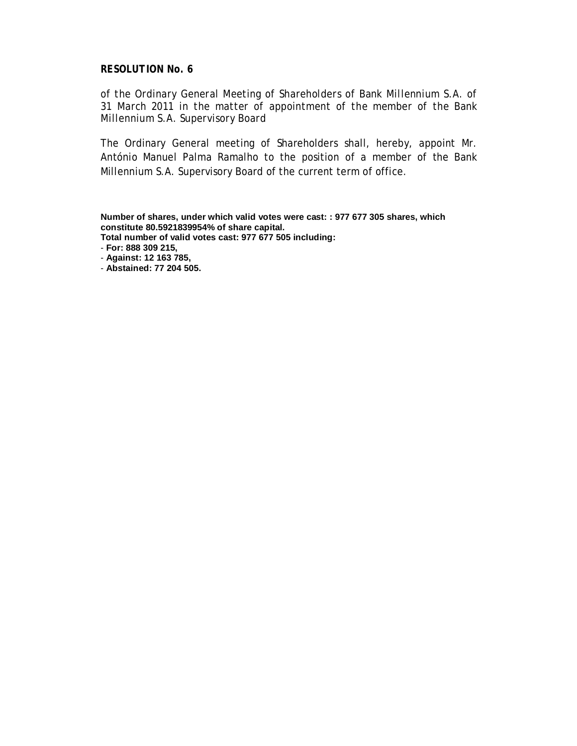**RESOLUTION No. 6**

of the Ordinary General Meeting of Shareholders of Bank Millennium S.A. of 31 March 2011 in the matter of appointment of the member of the Bank Millennium S.A. Supervisory Board

The Ordinary General meeting of Shareholders shall, hereby, appoint Mr. António Manuel Palma Ramalho to the position of a member of the Bank Millennium S.A. Supervisory Board of the current term of office.

**Number of shares, under which valid votes were cast: : 977 677 305 shares, which constitute 80.5921839954% of share capital.**
**Total number of valid votes cast: 977 677 505 including:**
- **For: 888 309 215,**
- **Against: 12 163 785,**
- **Abstained: 77 204 505.**